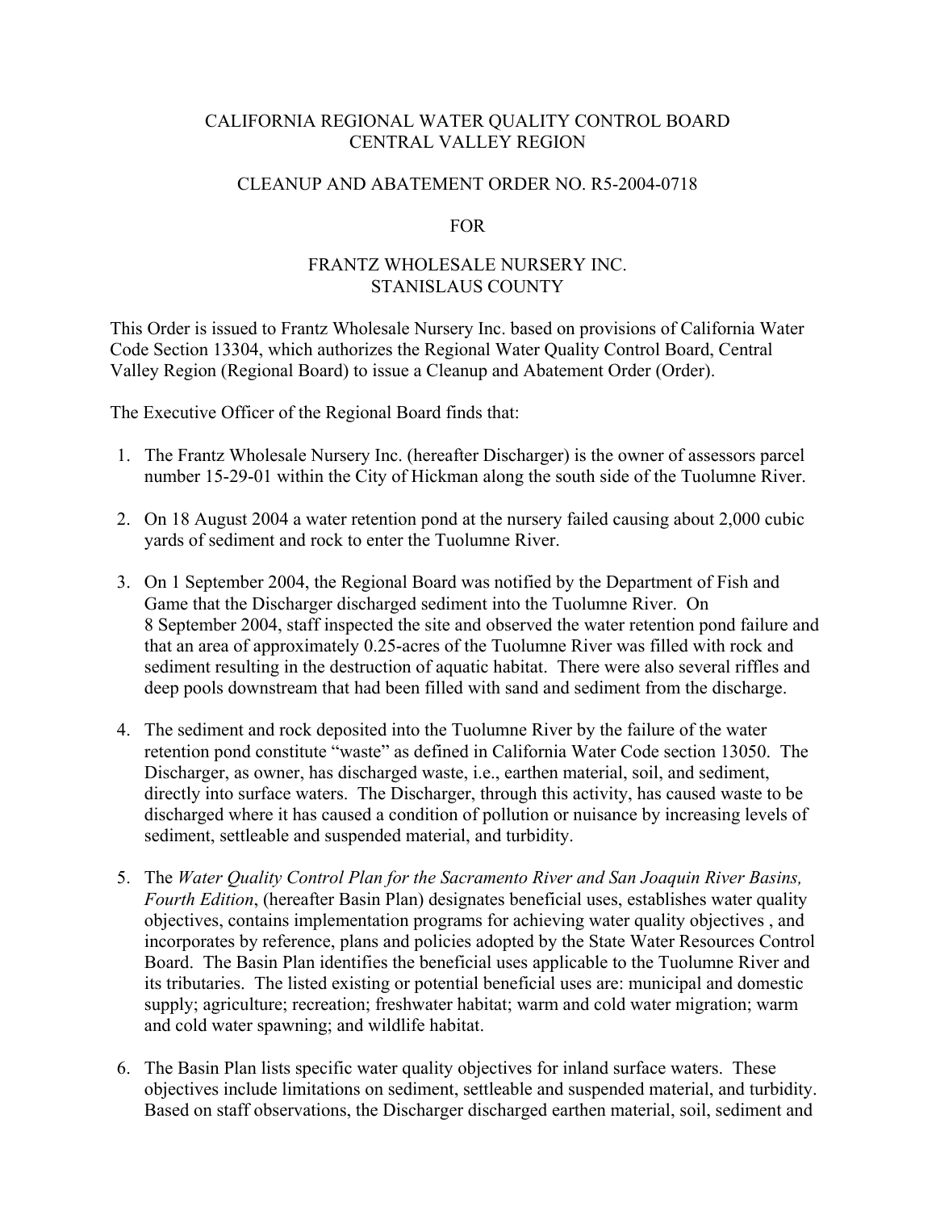# CALIFORNIA REGIONAL WATER QUALITY CONTROL BOARD
# CENTRAL VALLEY REGION

## CLEANUP AND ABATEMENT ORDER NO. R5-2004-0718

## FOR

## FRANTZ WHOLESALE NURSERY INC.
## STANISLAUS COUNTY

This Order is issued to Frantz Wholesale Nursery Inc. based on provisions of California Water Code Section 13304, which authorizes the Regional Water Quality Control Board, Central Valley Region (Regional Board) to issue a Cleanup and Abatement Order (Order).

The Executive Officer of the Regional Board finds that:

1. The Frantz Wholesale Nursery Inc. (hereafter Discharger) is the owner of assessors parcel number 15-29-01 within the City of Hickman along the south side of the Tuolumne River.

2. On 18 August 2004 a water retention pond at the nursery failed causing about 2,000 cubic yards of sediment and rock to enter the Tuolumne River.

3. On 1 September 2004, the Regional Board was notified by the Department of Fish and Game that the Discharger discharged sediment into the Tuolumne River. On 8 September 2004, staff inspected the site and observed the water retention pond failure and that an area of approximately 0.25-acres of the Tuolumne River was filled with rock and sediment resulting in the destruction of aquatic habitat. There were also several riffles and deep pools downstream that had been filled with sand and sediment from the discharge.

4. The sediment and rock deposited into the Tuolumne River by the failure of the water retention pond constitute "waste" as defined in California Water Code section 13050. The Discharger, as owner, has discharged waste, i.e., earthen material, soil, and sediment, directly into surface waters. The Discharger, through this activity, has caused waste to be discharged where it has caused a condition of pollution or nuisance by increasing levels of sediment, settleable and suspended material, and turbidity.

5. The *Water Quality Control Plan for the Sacramento River and San Joaquin River Basins, Fourth Edition*, (hereafter Basin Plan) designates beneficial uses, establishes water quality objectives, contains implementation programs for achieving water quality objectives , and incorporates by reference, plans and policies adopted by the State Water Resources Control Board. The Basin Plan identifies the beneficial uses applicable to the Tuolumne River and its tributaries. The listed existing or potential beneficial uses are: municipal and domestic supply; agriculture; recreation; freshwater habitat; warm and cold water migration; warm and cold water spawning; and wildlife habitat.

6. The Basin Plan lists specific water quality objectives for inland surface waters. These objectives include limitations on sediment, settleable and suspended material, and turbidity. Based on staff observations, the Discharger discharged earthen material, soil, sediment and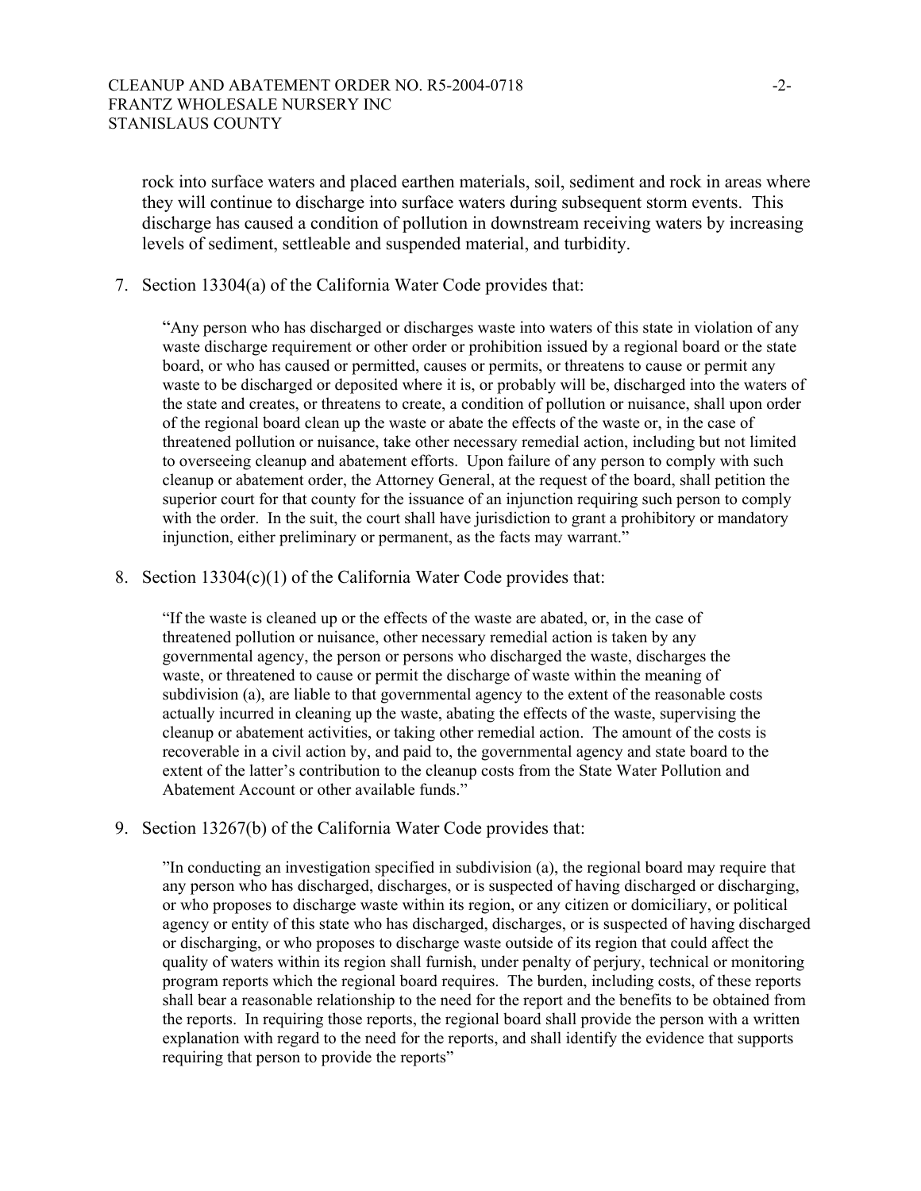rock into surface waters and placed earthen materials, soil, sediment and rock in areas where they will continue to discharge into surface waters during subsequent storm events. This discharge has caused a condition of pollution in downstream receiving waters by increasing levels of sediment, settleable and suspended material, and turbidity.

7. Section 13304(a) of the California Water Code provides that:

   "Any person who has discharged or discharges waste into waters of this state in violation of any waste discharge requirement or other order or prohibition issued by a regional board or the state board, or who has caused or permitted, causes or permits, or threatens to cause or permit any waste to be discharged or deposited where it is, or probably will be, discharged into the waters of the state and creates, or threatens to create, a condition of pollution or nuisance, shall upon order of the regional board clean up the waste or abate the effects of the waste or, in the case of threatened pollution or nuisance, take other necessary remedial action, including but not limited to overseeing cleanup and abatement efforts. Upon failure of any person to comply with such cleanup or abatement order, the Attorney General, at the request of the board, shall petition the superior court for that county for the issuance of an injunction requiring such person to comply with the order. In the suit, the court shall have jurisdiction to grant a prohibitory or mandatory injunction, either preliminary or permanent, as the facts may warrant."

8. Section 13304(c)(1) of the California Water Code provides that:

   "If the waste is cleaned up or the effects of the waste are abated, or, in the case of threatened pollution or nuisance, other necessary remedial action is taken by any governmental agency, the person or persons who discharged the waste, discharges the waste, or threatened to cause or permit the discharge of waste within the meaning of subdivision (a), are liable to that governmental agency to the extent of the reasonable costs actually incurred in cleaning up the waste, abating the effects of the waste, supervising the cleanup or abatement activities, or taking other remedial action. The amount of the costs is recoverable in a civil action by, and paid to, the governmental agency and state board to the extent of the latter's contribution to the cleanup costs from the State Water Pollution and Abatement Account or other available funds."

9. Section 13267(b) of the California Water Code provides that:

   "In conducting an investigation specified in subdivision (a), the regional board may require that any person who has discharged, discharges, or is suspected of having discharged or discharging, or who proposes to discharge waste within its region, or any citizen or domiciliary, or political agency or entity of this state who has discharged, discharges, or is suspected of having discharged or discharging, or who proposes to discharge waste outside of its region that could affect the quality of waters within its region shall furnish, under penalty of perjury, technical or monitoring program reports which the regional board requires. The burden, including costs, of these reports shall bear a reasonable relationship to the need for the report and the benefits to be obtained from the reports. In requiring those reports, the regional board shall provide the person with a written explanation with regard to the need for the reports, and shall identify the evidence that supports requiring that person to provide the reports"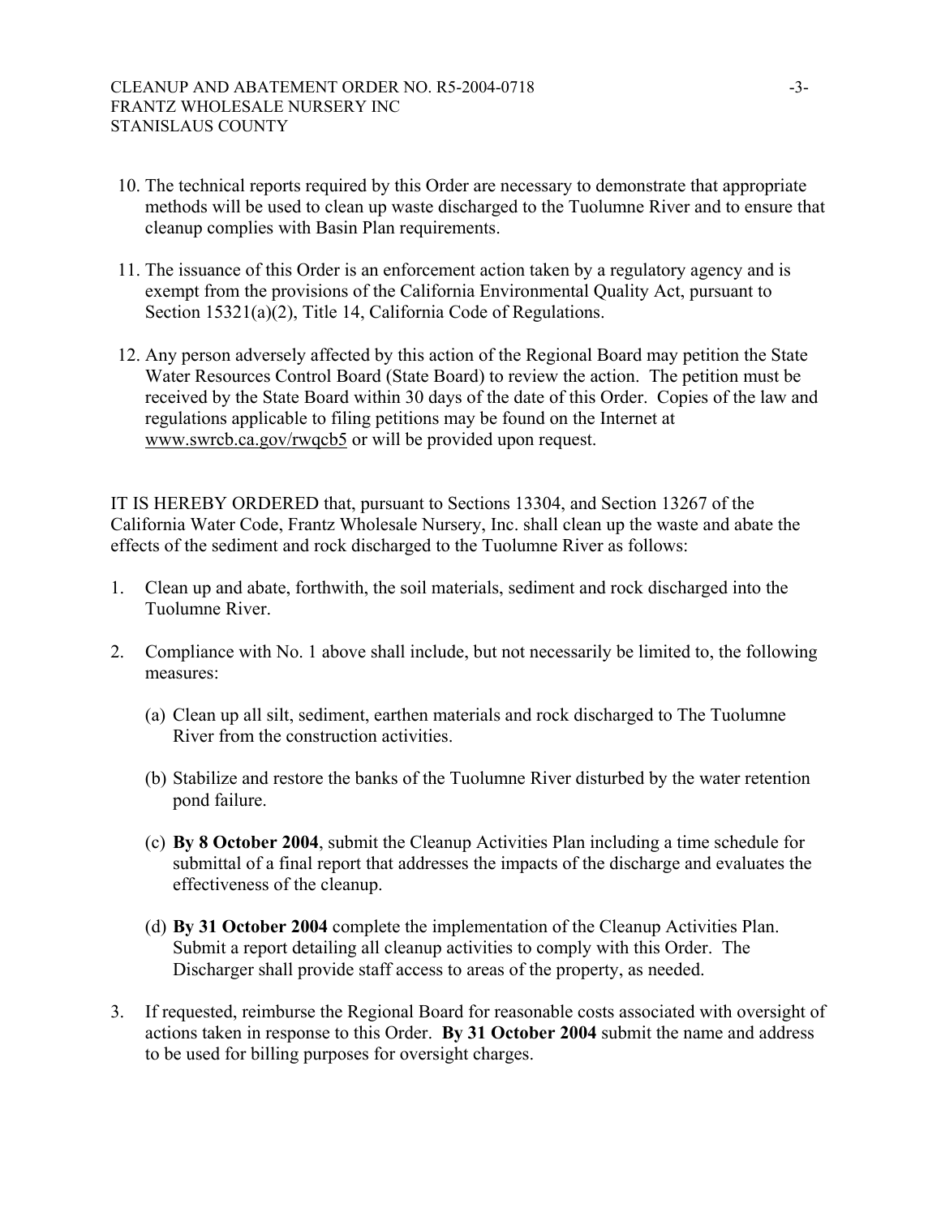10. The technical reports required by this Order are necessary to demonstrate that appropriate methods will be used to clean up waste discharged to the Tuolumne River and to ensure that cleanup complies with Basin Plan requirements.

11. The issuance of this Order is an enforcement action taken by a regulatory agency and is exempt from the provisions of the California Environmental Quality Act, pursuant to Section 15321(a)(2), Title 14, California Code of Regulations.

12. Any person adversely affected by this action of the Regional Board may petition the State Water Resources Control Board (State Board) to review the action. The petition must be received by the State Board within 30 days of the date of this Order. Copies of the law and regulations applicable to filing petitions may be found on the Internet at www.swrcb.ca.gov/rwqcb5 or will be provided upon request.

IT IS HEREBY ORDERED that, pursuant to Sections 13304, and Section 13267 of the California Water Code, Frantz Wholesale Nursery, Inc. shall clean up the waste and abate the effects of the sediment and rock discharged to the Tuolumne River as follows:

1. Clean up and abate, forthwith, the soil materials, sediment and rock discharged into the Tuolumne River.

2. Compliance with No. 1 above shall include, but not necessarily be limited to, the following measures:

   (a) Clean up all silt, sediment, earthen materials and rock discharged to The Tuolumne River from the construction activities.

   (b) Stabilize and restore the banks of the Tuolumne River disturbed by the water retention pond failure.

   (c) **By 8 October 2004**, submit the Cleanup Activities Plan including a time schedule for submittal of a final report that addresses the impacts of the discharge and evaluates the effectiveness of the cleanup.

   (d) **By 31 October 2004** complete the implementation of the Cleanup Activities Plan. Submit a report detailing all cleanup activities to comply with this Order. The Discharger shall provide staff access to areas of the property, as needed.

3. If requested, reimburse the Regional Board for reasonable costs associated with oversight of actions taken in response to this Order. **By 31 October 2004** submit the name and address to be used for billing purposes for oversight charges.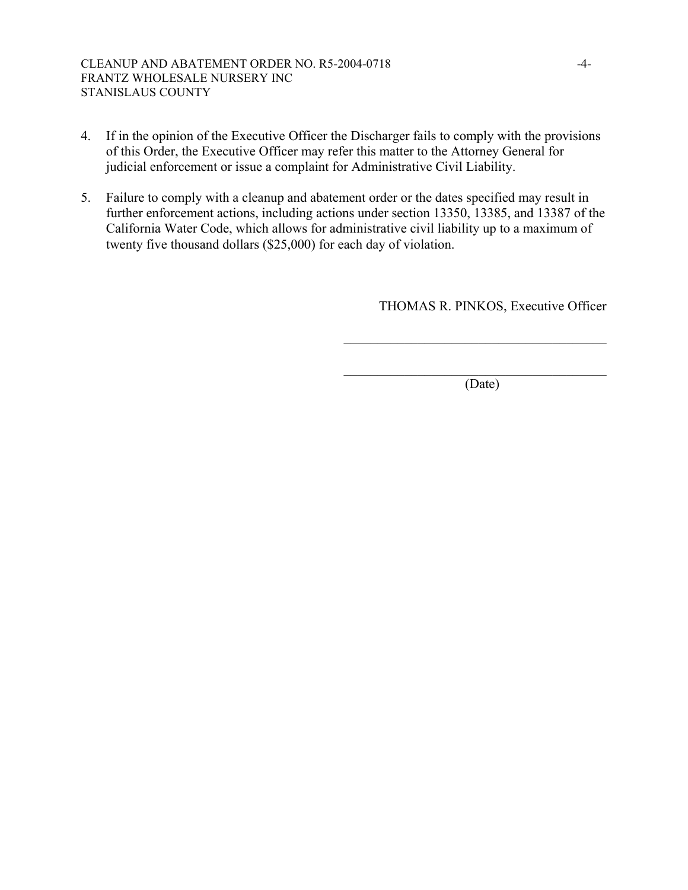4. If in the opinion of the Executive Officer the Discharger fails to comply with the provisions of this Order, the Executive Officer may refer this matter to the Attorney General for judicial enforcement or issue a complaint for Administrative Civil Liability.

5. Failure to comply with a cleanup and abatement order or the dates specified may result in further enforcement actions, including actions under section 13350, 13385, and 13387 of the California Water Code, which allows for administrative civil liability up to a maximum of twenty five thousand dollars ($25,000) for each day of violation.

THOMAS R. PINKOS, Executive Officer

\_\_\_\_\_\_\_\_\_\_\_\_\_\_\_\_\_\_\_\_\_\_\_\_\_\_\_\_\_\_\_\_\_\_\_\_\_\_\_\_

\_\_\_\_\_\_\_\_\_\_\_\_\_\_\_\_\_\_\_\_\_\_\_\_\_\_\_\_\_\_\_\_\_\_\_\_\_\_\_\_

(Date)